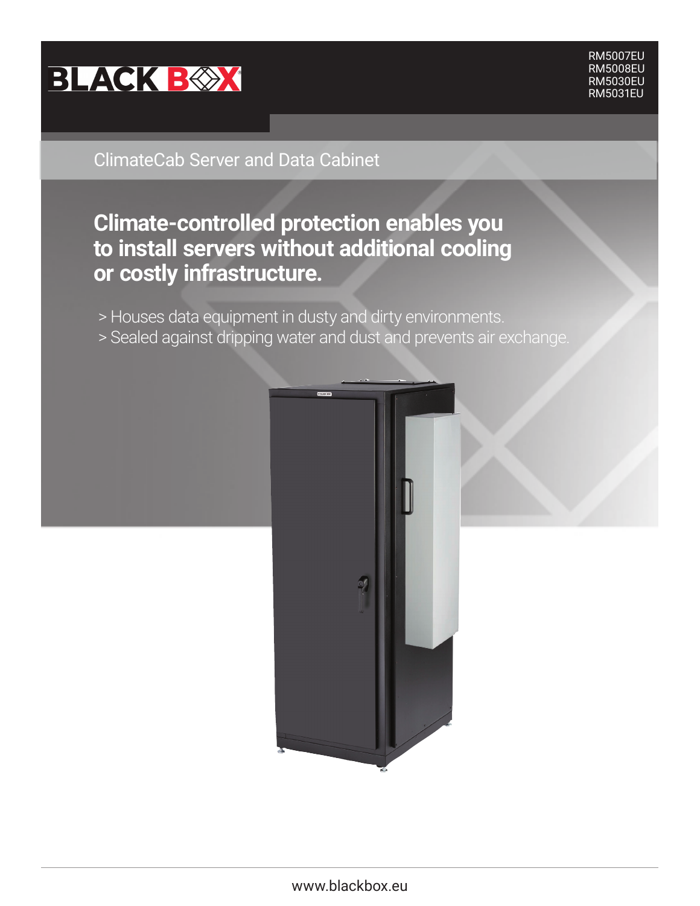BLACK BOX

RM5007EU
RM5008EU
RM5030EU
RM5031EU

ClimateCab Server and Data Cabinet

# Climate-controlled protection enables you to install servers without additional cooling or costly infrastructure.

> Houses data equipment in dusty and dirty environments.
> Sealed against dripping water and dust and prevents air exchange.

www.blackbox.eu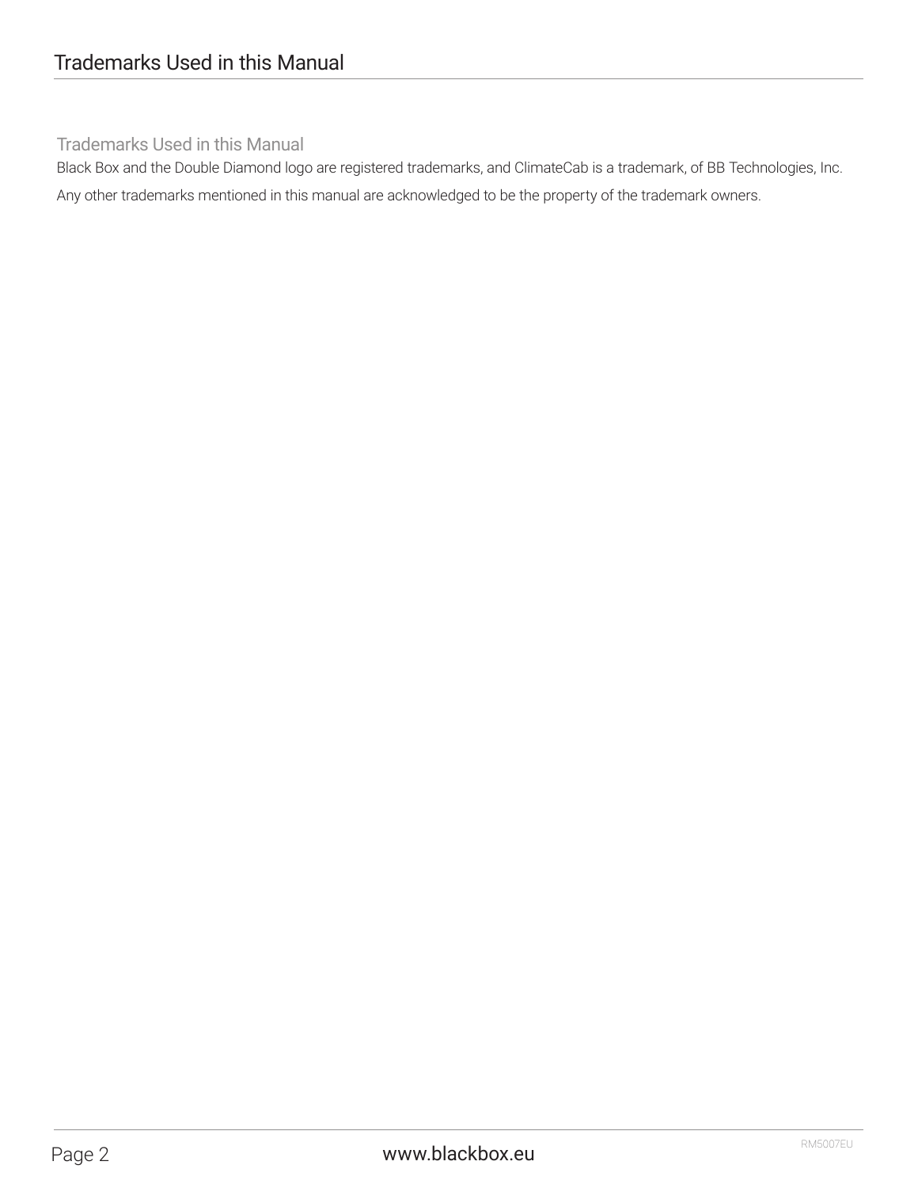# Trademarks Used in this Manual

## Trademarks Used in this Manual

Black Box and the Double Diamond logo are registered trademarks, and ClimateCab is a trademark, of BB Technologies, Inc.

Any other trademarks mentioned in this manual are acknowledged to be the property of the trademark owners.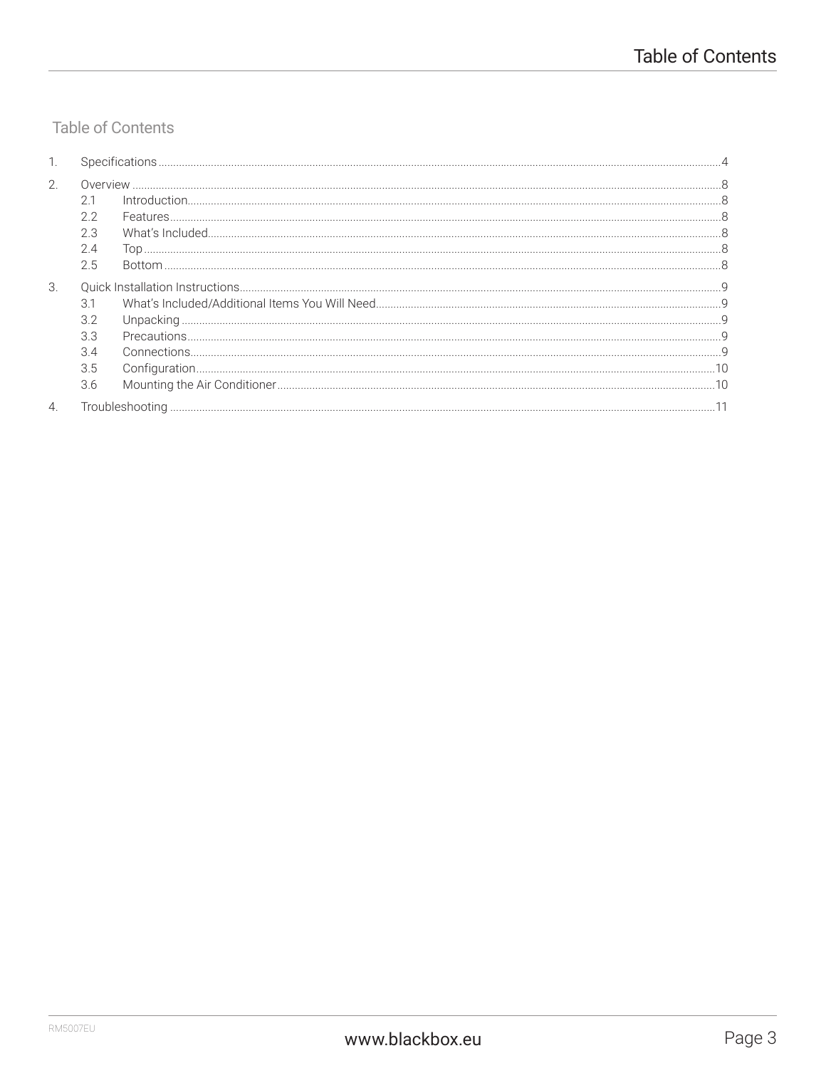# Table of Contents

1. Specifications ... 4
2. Overview ... 8
   - 2.1 Introduction ... 8
   - 2.2 Features ... 8
   - 2.3 What's Included ... 8
   - 2.4 Top ... 8
   - 2.5 Bottom ... 8
3. Quick Installation Instructions ... 9
   - 3.1 What's Included/Additional Items You Will Need ... 9
   - 3.2 Unpacking ... 9
   - 3.3 Precautions ... 9
   - 3.4 Connections ... 9
   - 3.5 Configuration ... 10
   - 3.6 Mounting the Air Conditioner ... 10
4. Troubleshooting ... 11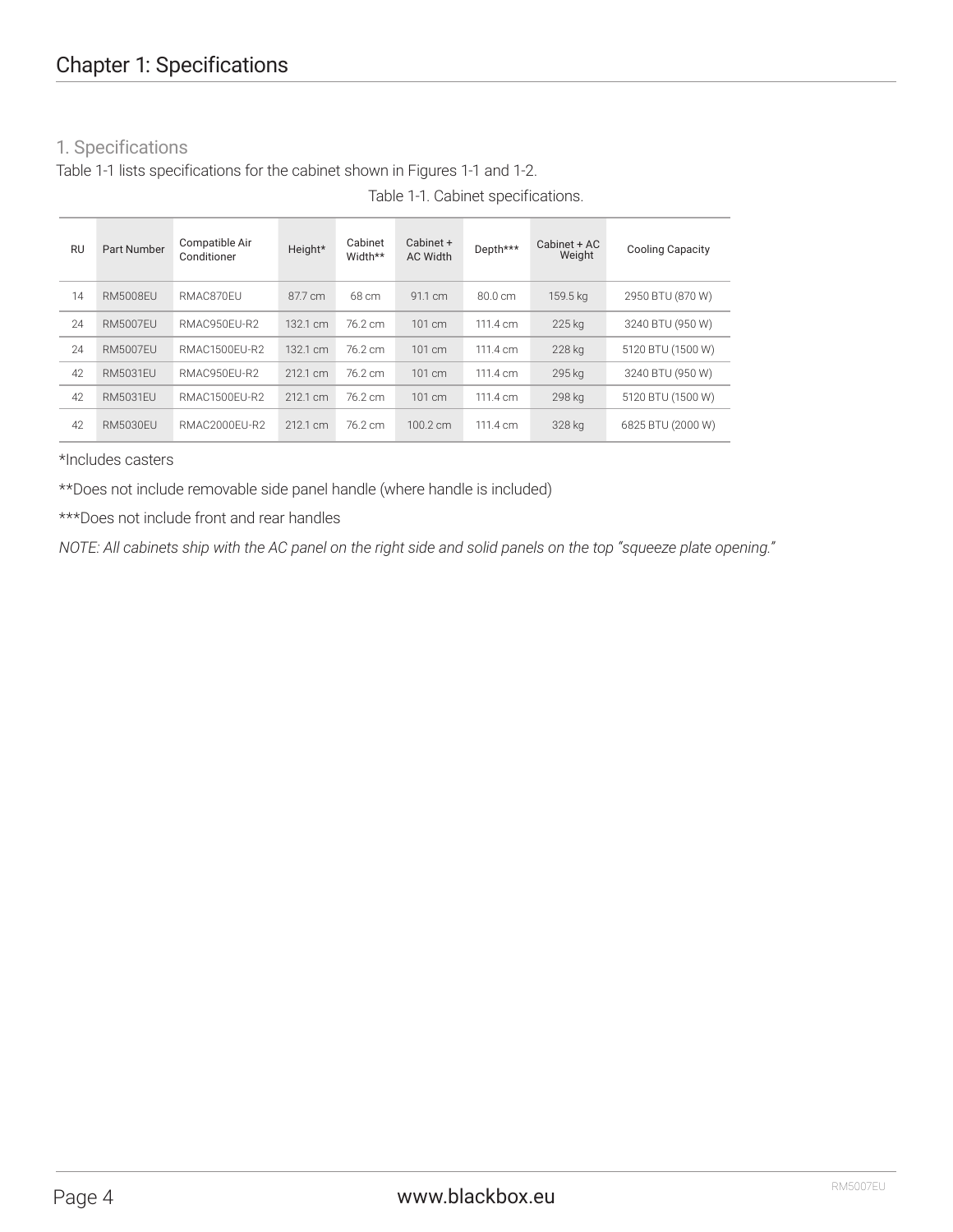# Chapter 1: Specifications

## 1. Specifications

Table 1-1 lists specifications for the cabinet shown in Figures 1-1 and 1-2.

Table 1-1. Cabinet specifications.

| RU | Part Number | Compatible Air Conditioner | Height* | Cabinet Width** | Cabinet + AC Width | Depth*** | Cabinet + AC Weight | Cooling Capacity |
|---|---|---|---|---|---|---|---|---|
| 14 | RM5008EU | RMAC870EU | 87.7 cm | 68 cm | 91.1 cm | 80.0 cm | 159.5 kg | 2950 BTU (870 W) |
| 24 | RM5007EU | RMAC950EU-R2 | 132.1 cm | 76.2 cm | 101 cm | 111.4 cm | 225 kg | 3240 BTU (950 W) |
| 24 | RM5007EU | RMAC1500EU-R2 | 132.1 cm | 76.2 cm | 101 cm | 111.4 cm | 228 kg | 5120 BTU (1500 W) |
| 42 | RM5031EU | RMAC950EU-R2 | 212.1 cm | 76.2 cm | 101 cm | 111.4 cm | 295 kg | 3240 BTU (950 W) |
| 42 | RM5031EU | RMAC1500EU-R2 | 212.1 cm | 76.2 cm | 101 cm | 111.4 cm | 298 kg | 5120 BTU (1500 W) |
| 42 | RM5030EU | RMAC2000EU-R2 | 212.1 cm | 76.2 cm | 100.2 cm | 111.4 cm | 328 kg | 6825 BTU (2000 W) |

*Includes casters

**Does not include removable side panel handle (where handle is included)

***Does not include front and rear handles

*NOTE: All cabinets ship with the AC panel on the right side and solid panels on the top "squeeze plate opening."*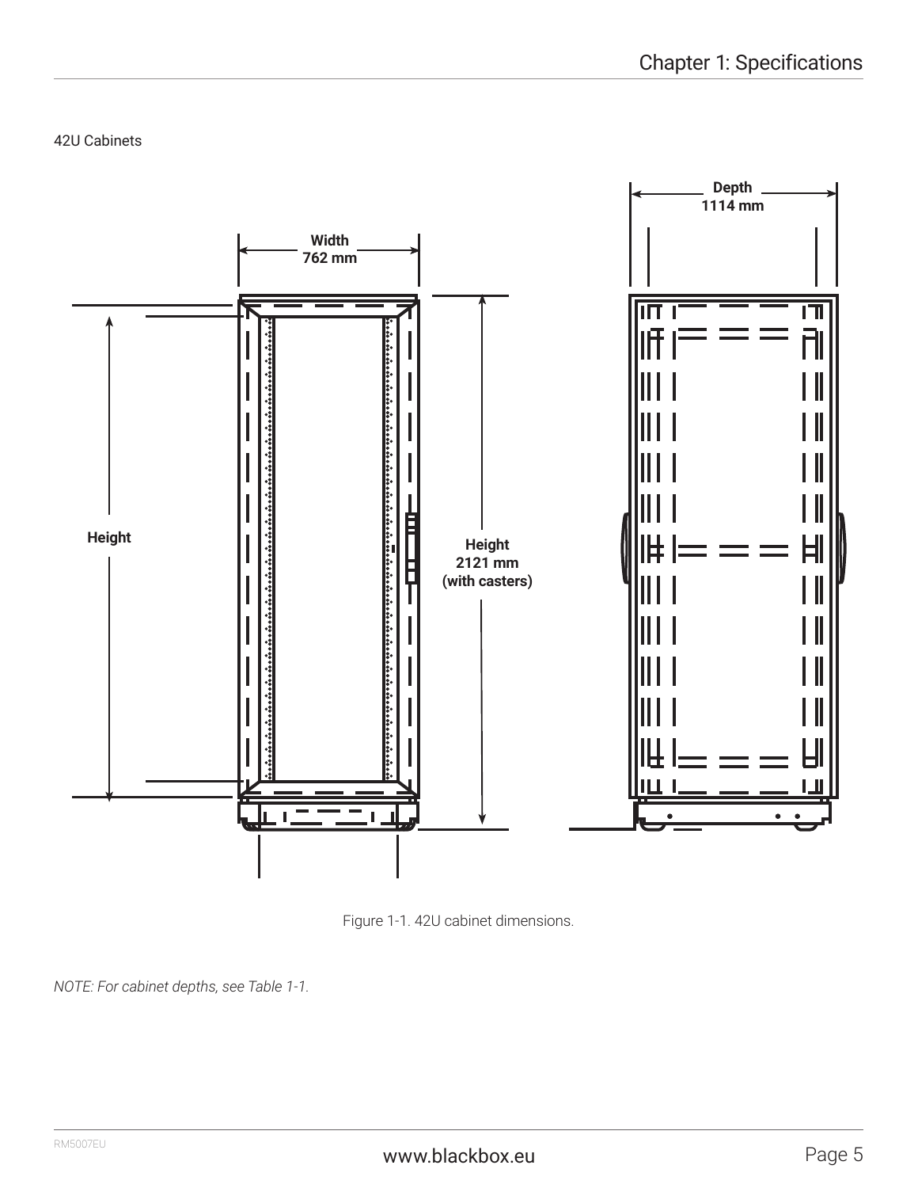42U Cabinets

Width
762 mm

Depth
1114 mm

Height

Height
2121 mm
(with casters)

Figure 1-1. 42U cabinet dimensions.

*NOTE: For cabinet depths, see Table 1-1.*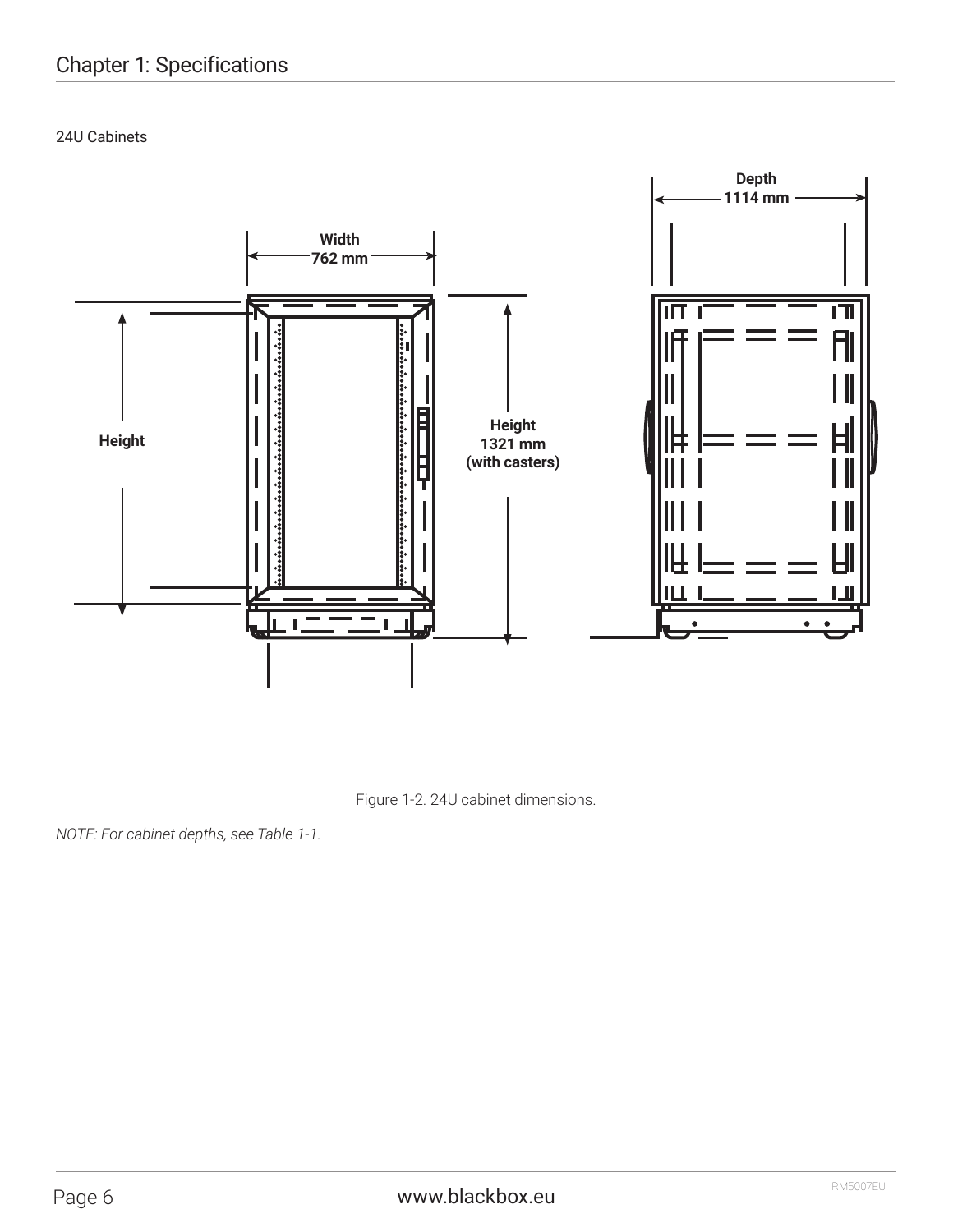24U Cabinets

Width
762 mm

Depth
1114 mm

Height

Height
1321 mm
(with casters)

Figure 1-2. 24U cabinet dimensions.

*NOTE: For cabinet depths, see Table 1-1.*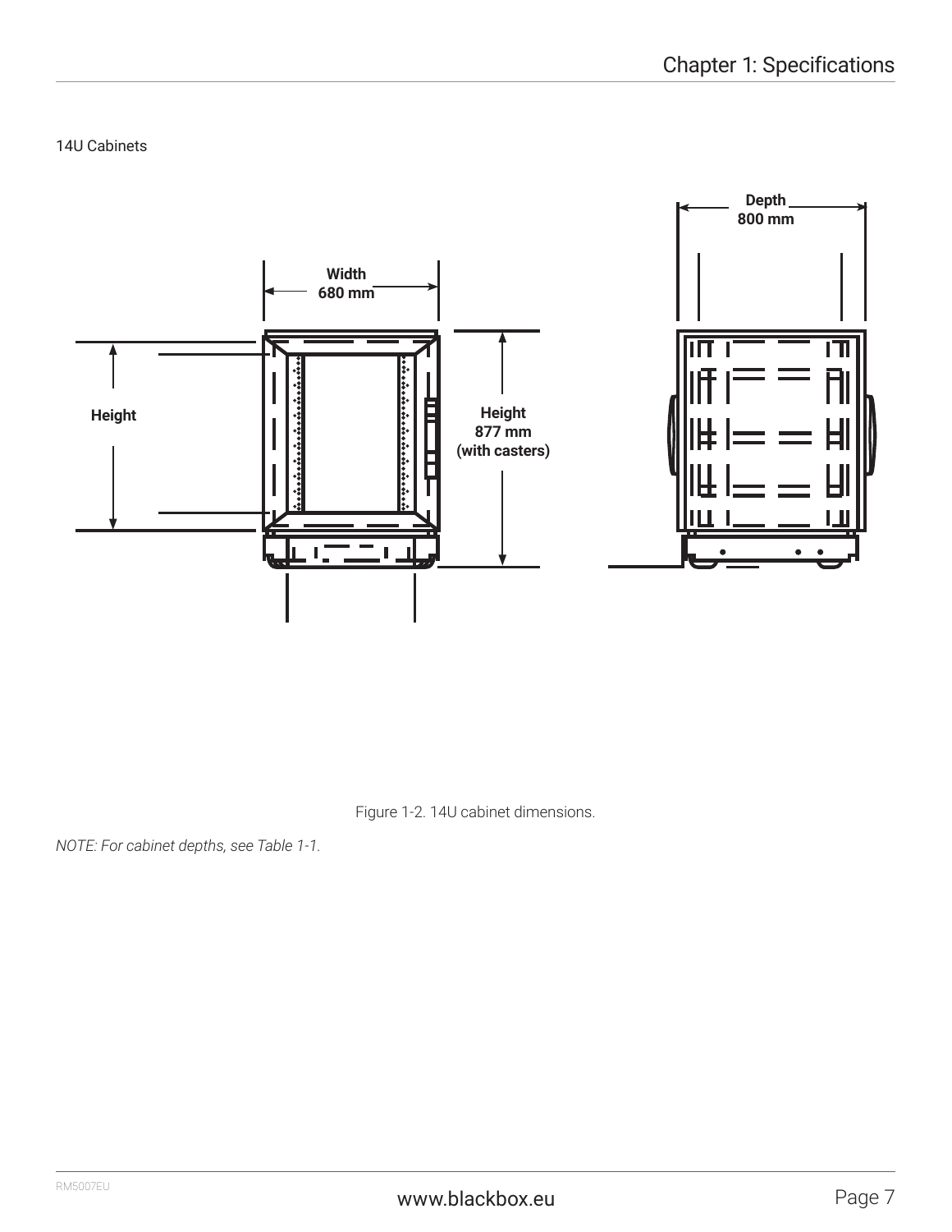14U Cabinets

Width
680 mm

Height

Height
877 mm
(with casters)

Depth
800 mm

Figure 1-2. 14U cabinet dimensions.

*NOTE: For cabinet depths, see Table 1-1.*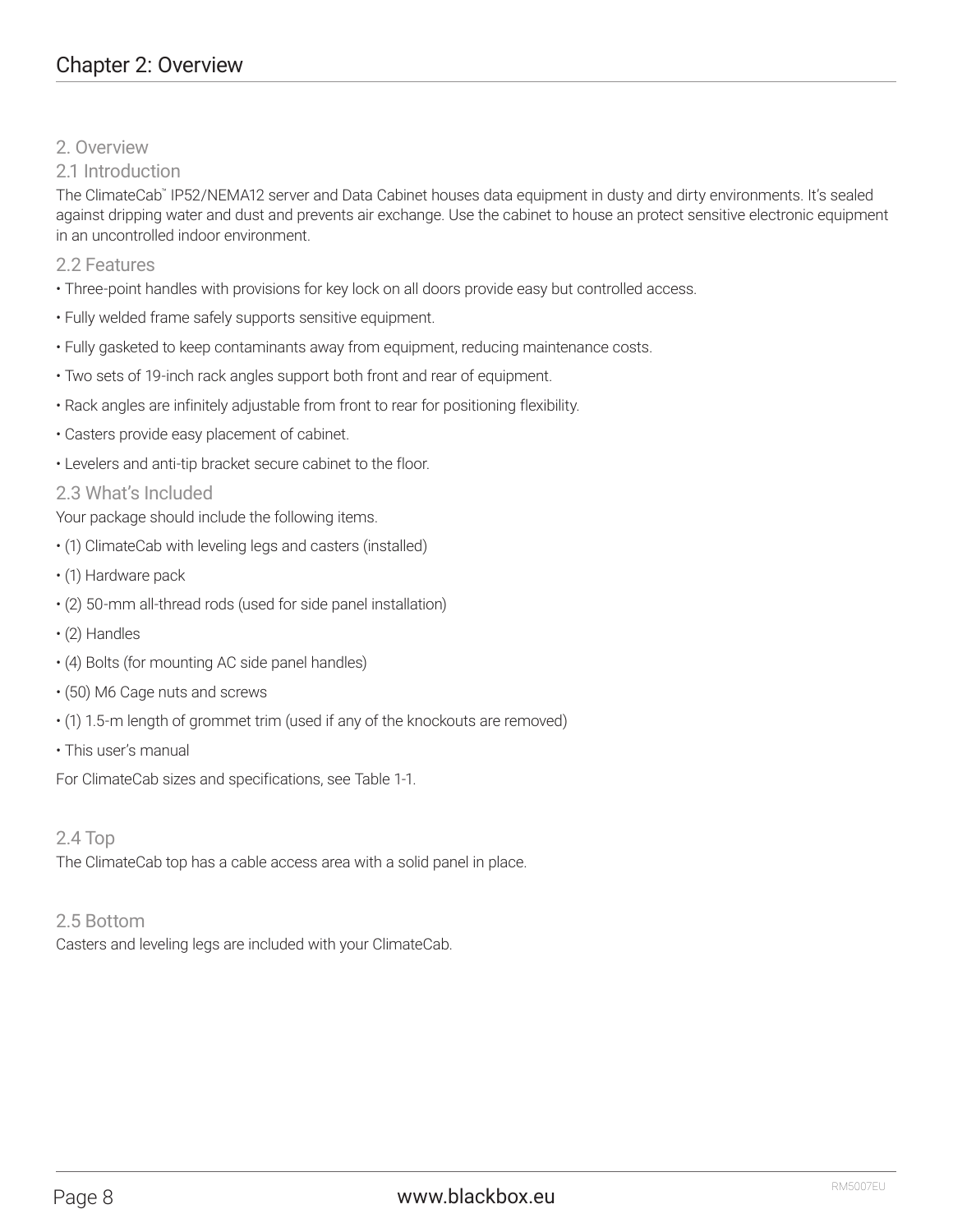# Chapter 2: Overview

## 2. Overview

### 2.1 Introduction

The ClimateCab™ IP52/NEMA12 server and Data Cabinet houses data equipment in dusty and dirty environments. It's sealed against dripping water and dust and prevents air exchange. Use the cabinet to house an protect sensitive electronic equipment in an uncontrolled indoor environment.

### 2.2 Features

- Three-point handles with provisions for key lock on all doors provide easy but controlled access.
- Fully welded frame safely supports sensitive equipment.
- Fully gasketed to keep contaminants away from equipment, reducing maintenance costs.
- Two sets of 19-inch rack angles support both front and rear of equipment.
- Rack angles are infinitely adjustable from front to rear for positioning flexibility.
- Casters provide easy placement of cabinet.
- Levelers and anti-tip bracket secure cabinet to the floor.

### 2.3 What's Included

Your package should include the following items.

- (1) ClimateCab with leveling legs and casters (installed)
- (1) Hardware pack
- (2) 50-mm all-thread rods (used for side panel installation)
- (2) Handles
- (4) Bolts (for mounting AC side panel handles)
- (50) M6 Cage nuts and screws
- (1) 1.5-m length of grommet trim (used if any of the knockouts are removed)
- This user's manual

For ClimateCab sizes and specifications, see Table 1-1.

### 2.4 Top

The ClimateCab top has a cable access area with a solid panel in place.

### 2.5 Bottom

Casters and leveling legs are included with your ClimateCab.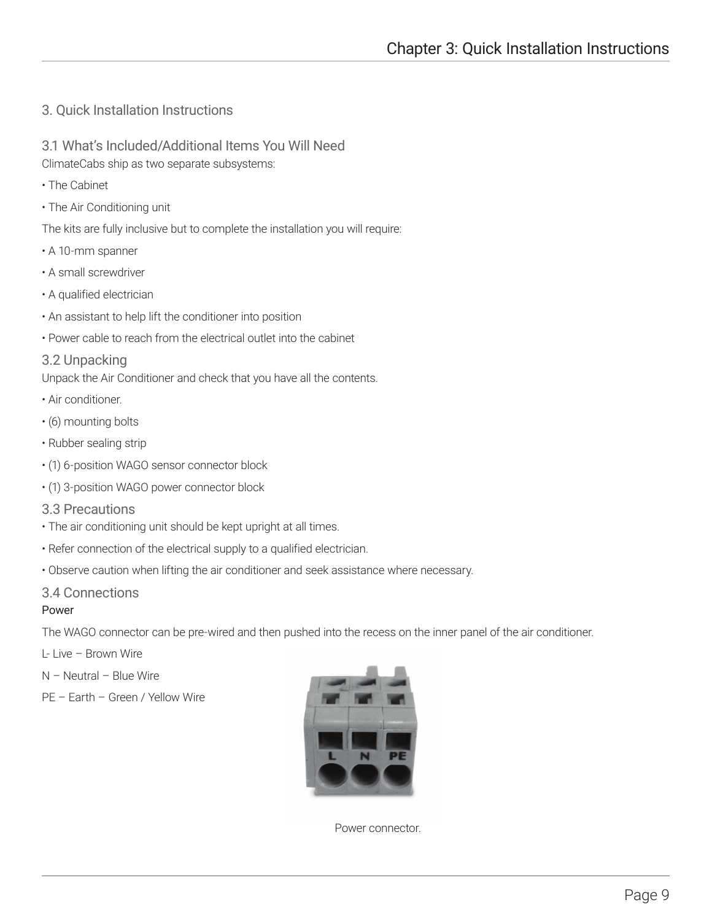# 3. Quick Installation Instructions

## 3.1 What's Included/Additional Items You Will Need

ClimateCabs ship as two separate subsystems:

- The Cabinet
- The Air Conditioning unit

The kits are fully inclusive but to complete the installation you will require:

- A 10-mm spanner
- A small screwdriver
- A qualified electrician
- An assistant to help lift the conditioner into position
- Power cable to reach from the electrical outlet into the cabinet

## 3.2 Unpacking

Unpack the Air Conditioner and check that you have all the contents.

- Air conditioner.
- (6) mounting bolts
- Rubber sealing strip
- (1) 6-position WAGO sensor connector block
- (1) 3-position WAGO power connector block

## 3.3 Precautions

- The air conditioning unit should be kept upright at all times.
- Refer connection of the electrical supply to a qualified electrician.
- Observe caution when lifting the air conditioner and seek assistance where necessary.

## 3.4 Connections

### Power

The WAGO connector can be pre-wired and then pushed into the recess on the inner panel of the air conditioner.

L- Live – Brown Wire

N – Neutral – Blue Wire

PE – Earth – Green / Yellow Wire

Power connector.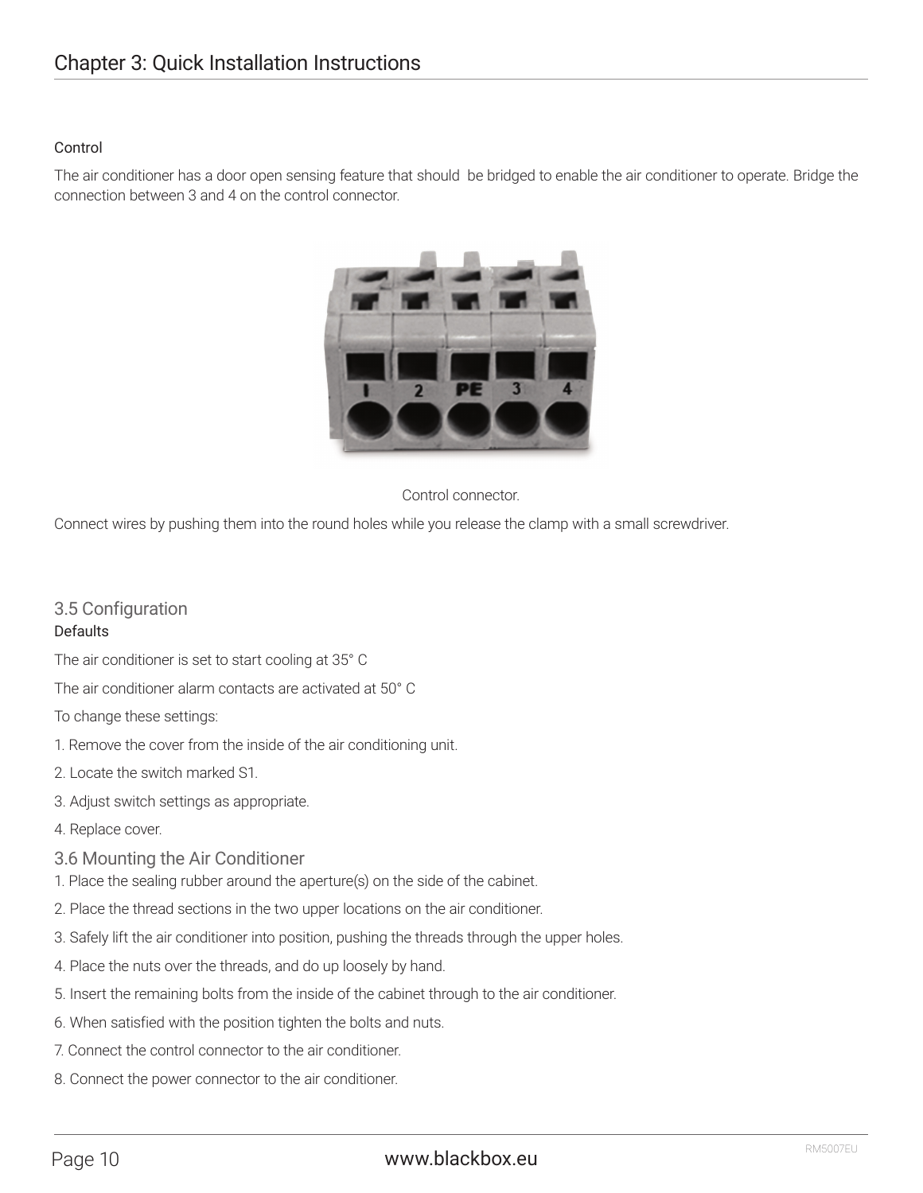#### Control

The air conditioner has a door open sensing feature that should  be bridged to enable the air conditioner to operate. Bridge the connection between 3 and 4 on the control connector.

Control connector.

Connect wires by pushing them into the round holes while you release the clamp with a small screwdriver.

## 3.5 Configuration

#### Defaults

The air conditioner is set to start cooling at 35° C

The air conditioner alarm contacts are activated at 50° C

To change these settings:

1. Remove the cover from the inside of the air conditioning unit.
2. Locate the switch marked S1.
3. Adjust switch settings as appropriate.
4. Replace cover.

## 3.6 Mounting the Air Conditioner

1. Place the sealing rubber around the aperture(s) on the side of the cabinet.
2. Place the thread sections in the two upper locations on the air conditioner.
3. Safely lift the air conditioner into position, pushing the threads through the upper holes.
4. Place the nuts over the threads, and do up loosely by hand.
5. Insert the remaining bolts from the inside of the cabinet through to the air conditioner.
6. When satisfied with the position tighten the bolts and nuts.
7. Connect the control connector to the air conditioner.
8. Connect the power connector to the air conditioner.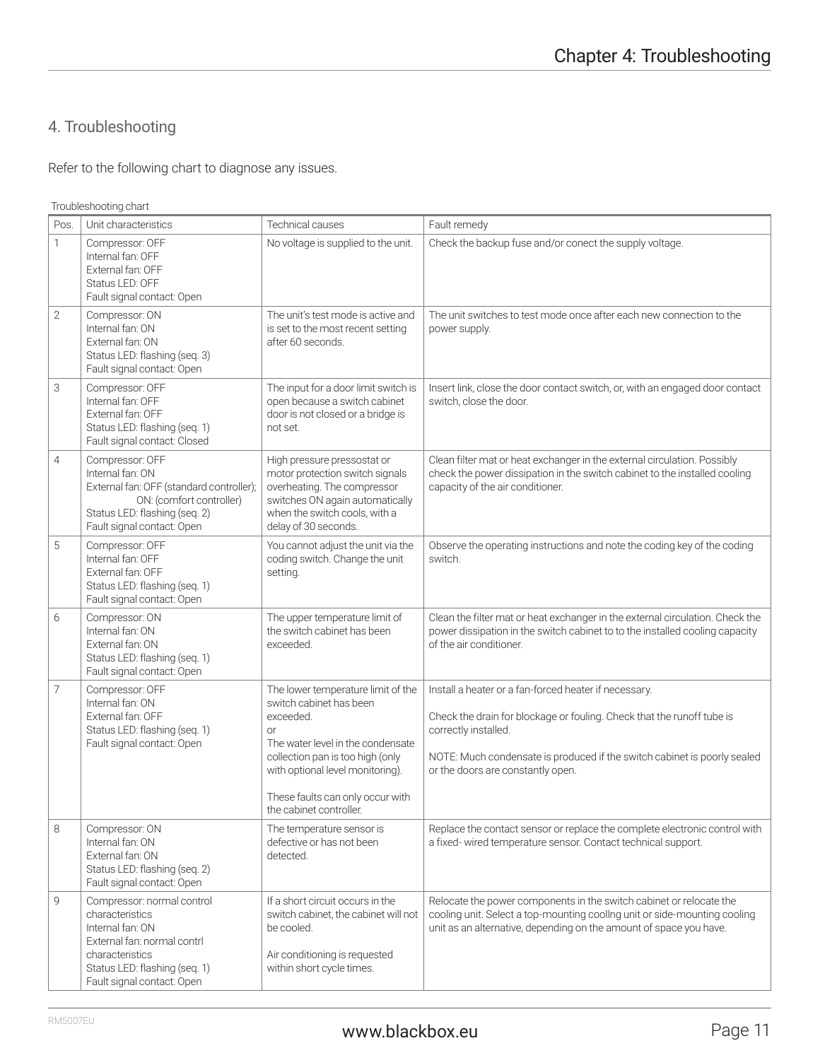## 4. Troubleshooting

Refer to the following chart to diagnose any issues.

Troubleshooting chart

| Pos. | Unit characteristics | Technical causes | Fault remedy |
|---|---|---|---|
| 1 | Compressor: OFF<br>Internal fan: OFF<br>External fan: OFF<br>Status LED: OFF<br>Fault signal contact: Open | No voltage is supplied to the unit. | Check the backup fuse and/or conect the supply voltage. |
| 2 | Compressor: ON<br>Internal fan: ON<br>External fan: ON<br>Status LED: flashing (seq. 3)<br>Fault signal contact: Open | The unit's test mode is active and is set to the most recent setting after 60 seconds. | The unit switches to test mode once after each new connection to the power supply. |
| 3 | Compressor: OFF<br>Internal fan: OFF<br>External fan: OFF<br>Status LED: flashing (seq. 1)<br>Fault signal contact: Closed | The input for a door limit switch is open because a switch cabinet door is not closed or a bridge is not set. | Insert link, close the door contact switch, or, with an engaged door contact switch, close the door. |
| 4 | Compressor: OFF<br>Internal fan: ON<br>External fan: OFF (standard controller);<br>ON: (comfort controller)<br>Status LED: flashing (seq. 2)<br>Fault signal contact: Open | High pressure pressostat or motor protection switch signals overheating. The compressor switches ON again automatically when the switch cools, with a delay of 30 seconds. | Clean filter mat or heat exchanger in the external circulation. Possibly check the power dissipation in the switch cabinet to the installed cooling capacity of the air conditioner. |
| 5 | Compressor: OFF<br>Internal fan: OFF<br>External fan: OFF<br>Status LED: flashing (seq. 1)<br>Fault signal contact: Open | You cannot adjust the unit via the coding switch. Change the unit setting. | Observe the operating instructions and note the coding key of the coding switch. |
| 6 | Compressor: ON<br>Internal fan: ON<br>External fan: ON<br>Status LED: flashing (seq. 1)<br>Fault signal contact: Open | The upper temperature limit of the switch cabinet has been exceeded. | Clean the filter mat or heat exchanger in the external circulation. Check the power dissipation in the switch cabinet to to the installed cooling capacity of the air conditioner. |
| 7 | Compressor: OFF<br>Internal fan: ON<br>External fan: OFF<br>Status LED: flashing (seq. 1)<br>Fault signal contact: Open | The lower temperature limit of the switch cabinet has been exceeded.<br>or<br>The water level in the condensate collection pan is too high (only with optional level monitoring).<br><br>These faults can only occur with the cabinet controller. | Install a heater or a fan-forced heater if necessary.<br><br>Check the drain for blockage or fouling. Check that the runoff tube is correctly installed.<br><br>NOTE: Much condensate is produced if the switch cabinet is poorly sealed or the doors are constantly open. |
| 8 | Compressor: ON<br>Internal fan: ON<br>External fan: ON<br>Status LED: flashing (seq. 2)<br>Fault signal contact: Open | The temperature sensor is defective or has not been detected. | Replace the contact sensor or replace the complete electronic control with a fixed- wired temperature sensor. Contact technical support. |
| 9 | Compressor: normal control characteristics<br>Internal fan: ON<br>External fan: normal contrl characteristics<br>Status LED: flashing (seq. 1)<br>Fault signal contact: Open | If a short circuit occurs in the switch cabinet, the cabinet will not be cooled.<br><br>Air conditioning is requested within short cycle times. | Relocate the power components in the switch cabinet or relocate the cooling unit. Select a top-mounting coollng unit or side-mounting cooling unit as an alternative, depending on the amount of space you have. |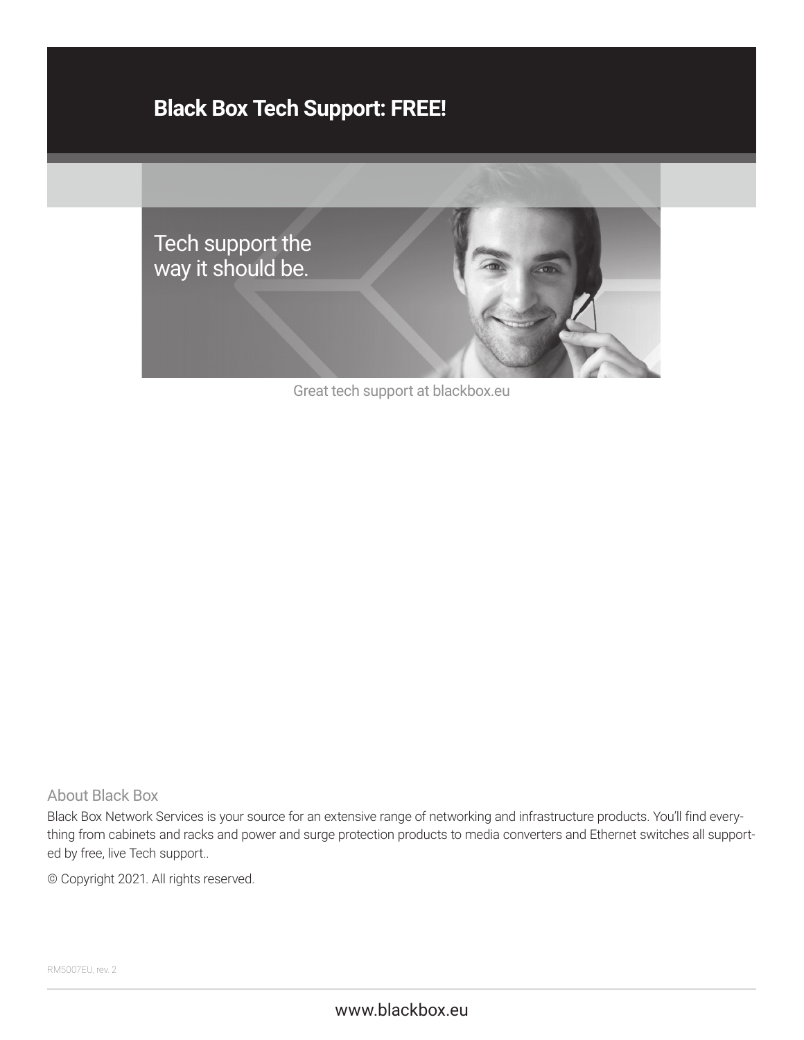# Black Box Tech Support: FREE!

Tech support the way it should be.

Great tech support at blackbox.eu

## About Black Box

Black Box Network Services is your source for an extensive range of networking and infrastructure products. You'll find everything from cabinets and racks and power and surge protection products to media converters and Ethernet switches all supported by free, live Tech support..

© Copyright 2021. All rights reserved.

RM5007EU, rev. 2

www.blackbox.eu